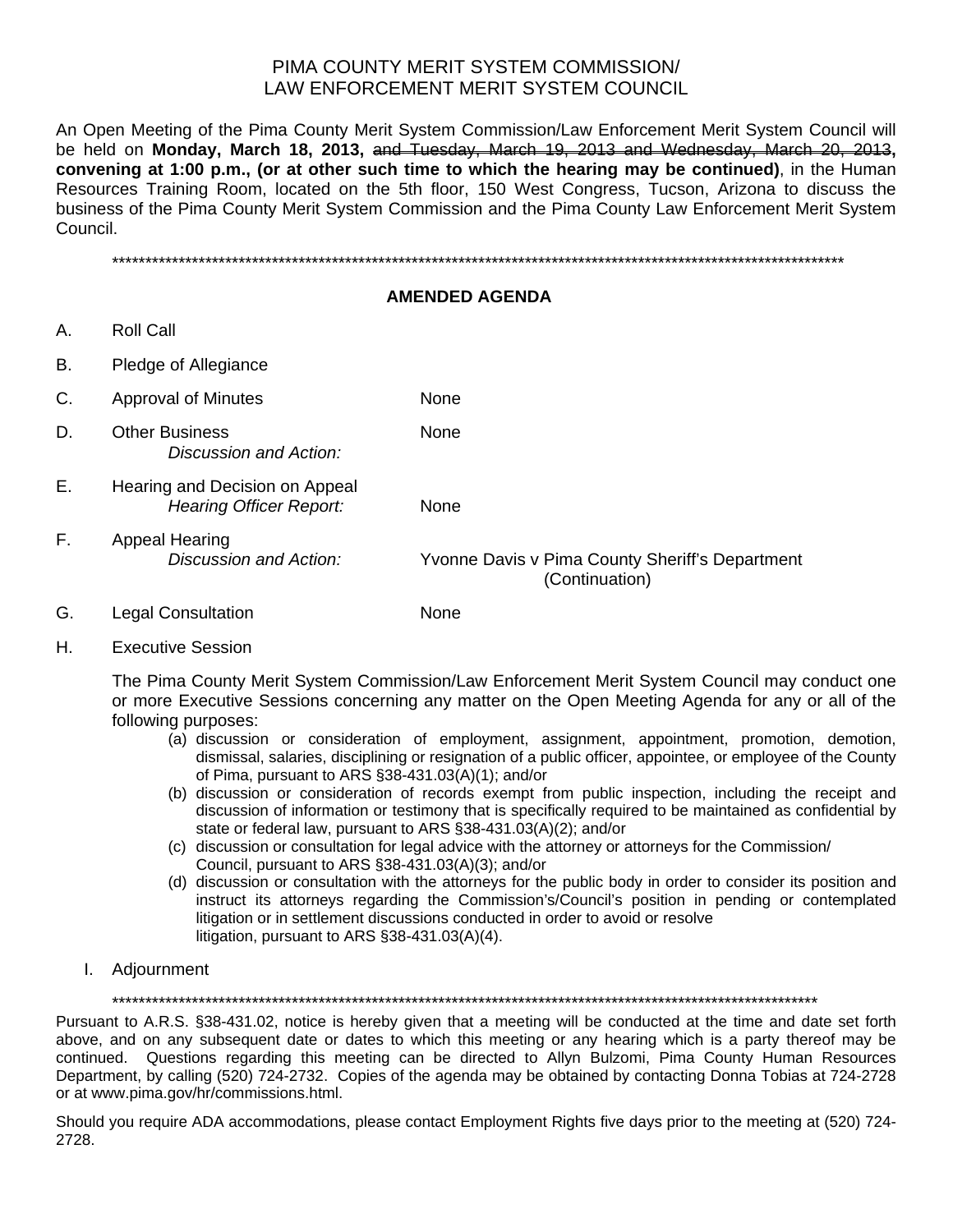# PIMA COUNTY MERIT SYSTEM COMMISSION/
# LAW ENFORCEMENT MERIT SYSTEM COUNCIL

An Open Meeting of the Pima County Merit System Commission/Law Enforcement Merit System Council will be held on **Monday, March 18, 2013,** ~~and Tuesday, March 19, 2013 and Wednesday, March 20, 2013~~**, convening at 1:00 p.m., (or at other such time to which the hearing may be continued)**, in the Human Resources Training Room, located on the 5th floor, 150 West Congress, Tucson, Arizona to discuss the business of the Pima County Merit System Commission and the Pima County Law Enforcement Merit System Council.

*****************************************************************************************************************

## AMENDED AGENDA

A. Roll Call

B. Pledge of Allegiance

C. Approval of Minutes — None

D. Other Business — None
   *Discussion and Action:*

E. Hearing and Decision on Appeal
   *Hearing Officer Report:* — None

F. Appeal Hearing
   *Discussion and Action:* — Yvonne Davis v Pima County Sheriff's Department (Continuation)

G. Legal Consultation — None

H. Executive Session

   The Pima County Merit System Commission/Law Enforcement Merit System Council may conduct one or more Executive Sessions concerning any matter on the Open Meeting Agenda for any or all of the following purposes:

   (a) discussion or consideration of employment, assignment, appointment, promotion, demotion, dismissal, salaries, disciplining or resignation of a public officer, appointee, or employee of the County of Pima, pursuant to ARS §38-431.03(A)(1); and/or
   (b) discussion or consideration of records exempt from public inspection, including the receipt and discussion of information or testimony that is specifically required to be maintained as confidential by state or federal law, pursuant to ARS §38-431.03(A)(2); and/or
   (c) discussion or consultation for legal advice with the attorney or attorneys for the Commission/ Council, pursuant to ARS §38-431.03(A)(3); and/or
   (d) discussion or consultation with the attorneys for the public body in order to consider its position and instruct its attorneys regarding the Commission's/Council's position in pending or contemplated litigation or in settlement discussions conducted in order to avoid or resolve litigation, pursuant to ARS §38-431.03(A)(4).

I. Adjournment

*****************************************************************************************************************

Pursuant to A.R.S. §38-431.02, notice is hereby given that a meeting will be conducted at the time and date set forth above, and on any subsequent date or dates to which this meeting or any hearing which is a party thereof may be continued. Questions regarding this meeting can be directed to Allyn Bulzomi, Pima County Human Resources Department, by calling (520) 724-2732. Copies of the agenda may be obtained by contacting Donna Tobias at 724-2728 or at www.pima.gov/hr/commissions.html.

Should you require ADA accommodations, please contact Employment Rights five days prior to the meeting at (520) 724-2728.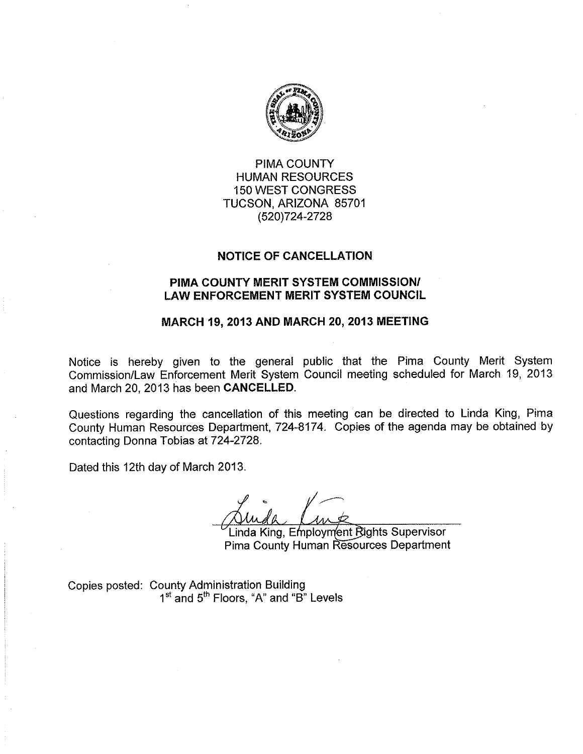PIMA COUNTY
HUMAN RESOURCES
150 WEST CONGRESS
TUCSON, ARIZONA 85701
(520)724-2728

## NOTICE OF CANCELLATION

## PIMA COUNTY MERIT SYSTEM COMMISSION/ LAW ENFORCEMENT MERIT SYSTEM COUNCIL

## MARCH 19, 2013 AND MARCH 20, 2013 MEETING

Notice is hereby given to the general public that the Pima County Merit System Commission/Law Enforcement Merit System Council meeting scheduled for March 19, 2013 and March 20, 2013 has been **CANCELLED**.

Questions regarding the cancellation of this meeting can be directed to Linda King, Pima County Human Resources Department, 724-8174. Copies of the agenda may be obtained by contacting Donna Tobias at 724-2728.

Dated this 12th day of March 2013.

Linda King, Employment Rights Supervisor
Pima County Human Resources Department

Copies posted: County Administration Building
1st and 5th Floors, "A" and "B" Levels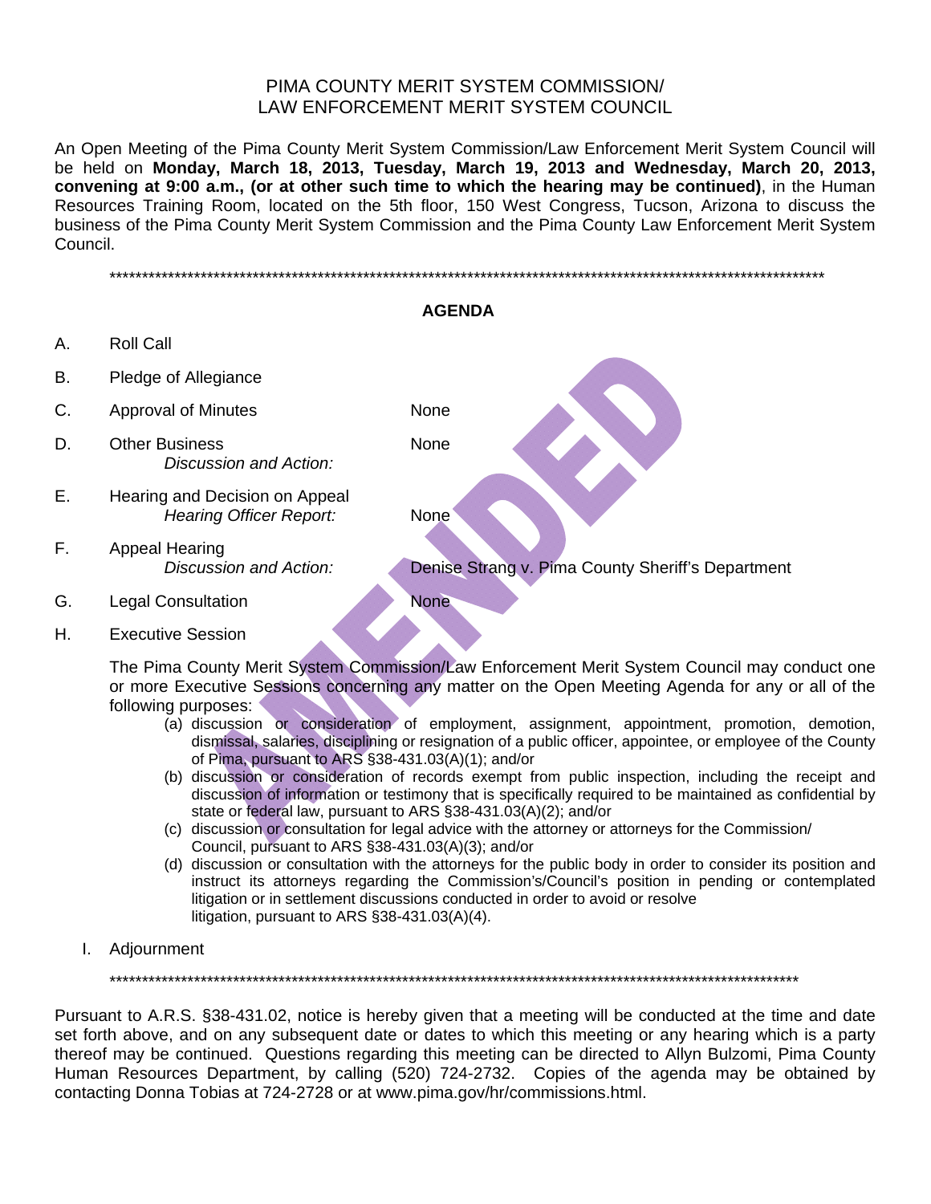# PIMA COUNTY MERIT SYSTEM COMMISSION/ LAW ENFORCEMENT MERIT SYSTEM COUNCIL

An Open Meeting of the Pima County Merit System Commission/Law Enforcement Merit System Council will be held on **Monday, March 18, 2013, Tuesday, March 19, 2013 and Wednesday, March 20, 2013, convening at 9:00 a.m., (or at other such time to which the hearing may be continued)**, in the Human Resources Training Room, located on the 5th floor, 150 West Congress, Tucson, Arizona to discuss the business of the Pima County Merit System Commission and the Pima County Law Enforcement Merit System Council.

***************************************************************************************************************

AMENDED

## AGENDA

A. Roll Call

B. Pledge of Allegiance

C. Approval of Minutes — None

D. Other Business — None
*Discussion and Action:*

E. Hearing and Decision on Appeal
*Hearing Officer Report:* — None

F. Appeal Hearing
*Discussion and Action:* — Denise Strang v. Pima County Sheriff's Department

G. Legal Consultation — None

H. Executive Session

The Pima County Merit System Commission/Law Enforcement Merit System Council may conduct one or more Executive Sessions concerning any matter on the Open Meeting Agenda for any or all of the following purposes:

(a) discussion or consideration of employment, assignment, appointment, promotion, demotion, dismissal, salaries, disciplining or resignation of a public officer, appointee, or employee of the County of Pima, pursuant to ARS §38-431.03(A)(1); and/or

(b) discussion or consideration of records exempt from public inspection, including the receipt and discussion of information or testimony that is specifically required to be maintained as confidential by state or federal law, pursuant to ARS §38-431.03(A)(2); and/or

(c) discussion or consultation for legal advice with the attorney or attorneys for the Commission/ Council, pursuant to ARS §38-431.03(A)(3); and/or

(d) discussion or consultation with the attorneys for the public body in order to consider its position and instruct its attorneys regarding the Commission's/Council's position in pending or contemplated litigation or in settlement discussions conducted in order to avoid or resolve litigation, pursuant to ARS §38-431.03(A)(4).

I. Adjournment

***************************************************************************************************************

Pursuant to A.R.S. §38-431.02, notice is hereby given that a meeting will be conducted at the time and date set forth above, and on any subsequent date or dates to which this meeting or any hearing which is a party thereof may be continued. Questions regarding this meeting can be directed to Allyn Bulzomi, Pima County Human Resources Department, by calling (520) 724-2732. Copies of the agenda may be obtained by contacting Donna Tobias at 724-2728 or at www.pima.gov/hr/commissions.html.